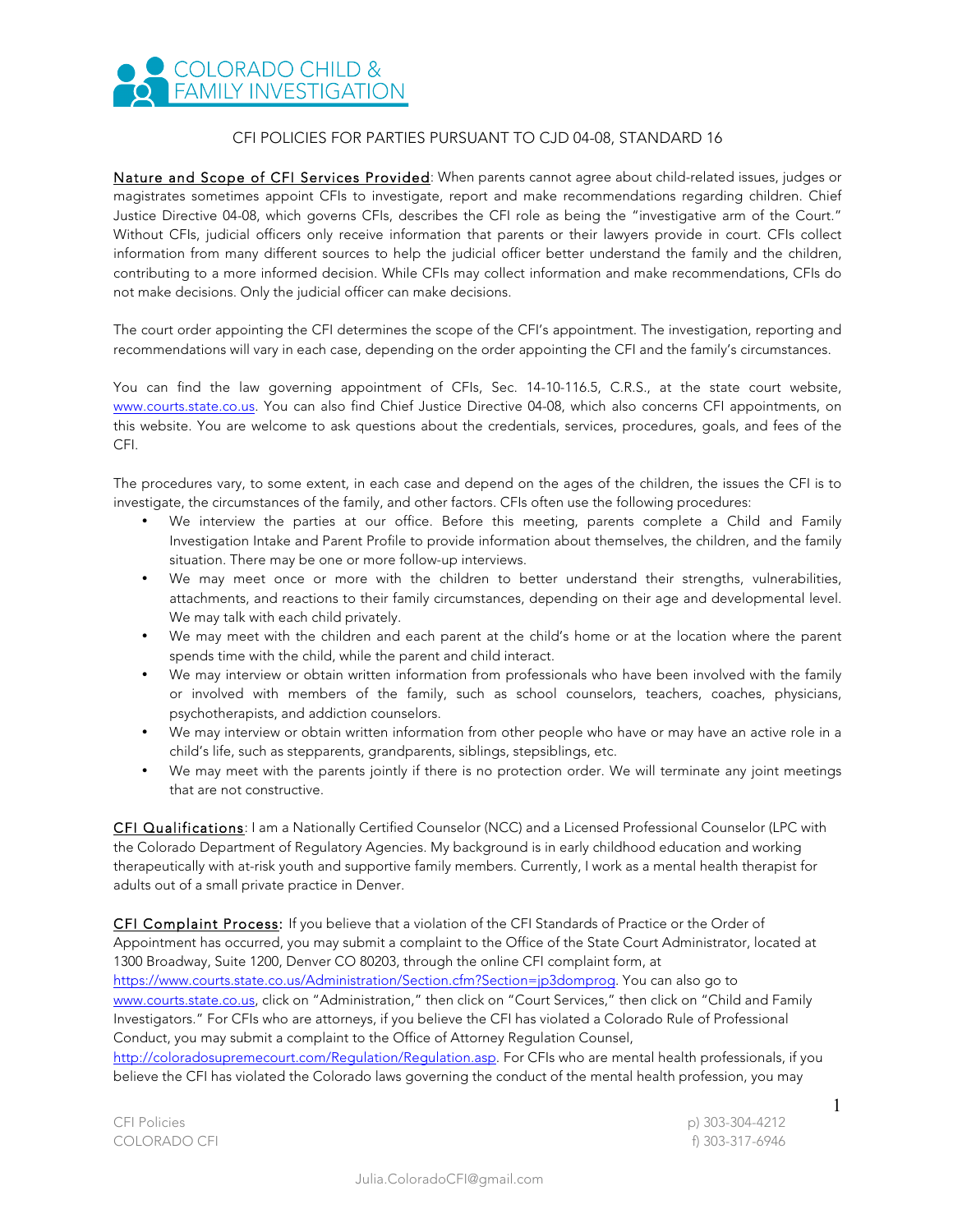# COLORADO CHILD & FAMILY INVESTIGATION

CFI POLICIES FOR PARTIES PURSUANT TO CJD 04-08, STANDARD 16

Nature and Scope of CFI Services Provided: When parents cannot agree about child-related issues, judges or magistrates sometimes appoint CFIs to investigate, report and make recommendations regarding children. Chief Justice Directive 04-08, which governs CFIs, describes the CFI role as being the "investigative arm of the Court." Without CFIs, judicial officers only receive information that parents or their lawyers provide in court. CFIs collect information from many different sources to help the judicial officer better understand the family and the children, contributing to a more informed decision. While CFIs may collect information and make recommendations, CFIs do not make decisions. Only the judicial officer can make decisions.

The court order appointing the CFI determines the scope of the CFI's appointment. The investigation, reporting and recommendations will vary in each case, depending on the order appointing the CFI and the family's circumstances.

You can find the law governing appointment of CFIs, Sec. 14-10-116.5, C.R.S., at the state court website, www.courts.state.co.us. You can also find Chief Justice Directive 04-08, which also concerns CFI appointments, on this website. You are welcome to ask questions about the credentials, services, procedures, goals, and fees of the CFI.

The procedures vary, to some extent, in each case and depend on the ages of the children, the issues the CFI is to investigate, the circumstances of the family, and other factors. CFIs often use the following procedures:

- We interview the parties at our office. Before this meeting, parents complete a Child and Family Investigation Intake and Parent Profile to provide information about themselves, the children, and the family situation. There may be one or more follow-up interviews.
- We may meet once or more with the children to better understand their strengths, vulnerabilities, attachments, and reactions to their family circumstances, depending on their age and developmental level. We may talk with each child privately.
- We may meet with the children and each parent at the child's home or at the location where the parent spends time with the child, while the parent and child interact.
- We may interview or obtain written information from professionals who have been involved with the family or involved with members of the family, such as school counselors, teachers, coaches, physicians, psychotherapists, and addiction counselors.
- We may interview or obtain written information from other people who have or may have an active role in a child's life, such as stepparents, grandparents, siblings, stepsiblings, etc.
- We may meet with the parents jointly if there is no protection order. We will terminate any joint meetings that are not constructive.

CFI Qualifications: I am a Nationally Certified Counselor (NCC) and a Licensed Professional Counselor (LPC with the Colorado Department of Regulatory Agencies. My background is in early childhood education and working therapeutically with at-risk youth and supportive family members. Currently, I work as a mental health therapist for adults out of a small private practice in Denver.

CFI Complaint Process: If you believe that a violation of the CFI Standards of Practice or the Order of Appointment has occurred, you may submit a complaint to the Office of the State Court Administrator, located at 1300 Broadway, Suite 1200, Denver CO 80203, through the online CFI complaint form, at https://www.courts.state.co.us/Administration/Section.cfm?Section=jp3domprog. You can also go to www.courts.state.co.us, click on "Administration," then click on "Court Services," then click on "Child and Family Investigators." For CFIs who are attorneys, if you believe the CFI has violated a Colorado Rule of Professional Conduct, you may submit a complaint to the Office of Attorney Regulation Counsel, http://coloradosupremecourt.com/Regulation/Regulation.asp. For CFIs who are mental health professionals, if you believe the CFI has violated the Colorado laws governing the conduct of the mental health profession, you may

CFI Policies
COLORADO CFI

p) 303-304-4212
f) 303-317-6946

Julia.ColoradoCFI@gmail.com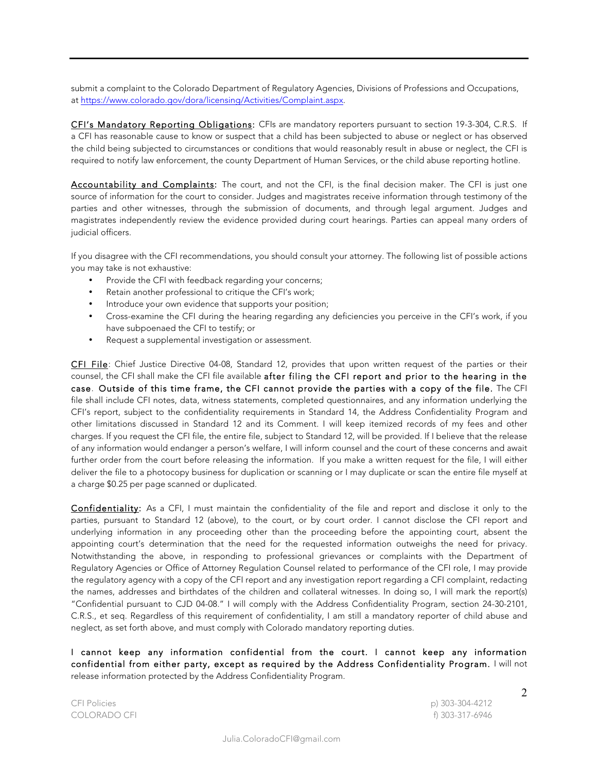submit a complaint to the Colorado Department of Regulatory Agencies, Divisions of Professions and Occupations, at https://www.colorado.gov/dora/licensing/Activities/Complaint.aspx.

**CFI's Mandatory Reporting Obligations:** CFIs are mandatory reporters pursuant to section 19-3-304, C.R.S. If a CFI has reasonable cause to know or suspect that a child has been subjected to abuse or neglect or has observed the child being subjected to circumstances or conditions that would reasonably result in abuse or neglect, the CFI is required to notify law enforcement, the county Department of Human Services, or the child abuse reporting hotline.

**Accountability and Complaints:** The court, and not the CFI, is the final decision maker. The CFI is just one source of information for the court to consider. Judges and magistrates receive information through testimony of the parties and other witnesses, through the submission of documents, and through legal argument. Judges and magistrates independently review the evidence provided during court hearings. Parties can appeal many orders of judicial officers.

If you disagree with the CFI recommendations, you should consult your attorney. The following list of possible actions you may take is not exhaustive:

- Provide the CFI with feedback regarding your concerns;
- Retain another professional to critique the CFI's work;
- Introduce your own evidence that supports your position;
- Cross-examine the CFI during the hearing regarding any deficiencies you perceive in the CFI's work, if you have subpoenaed the CFI to testify; or
- Request a supplemental investigation or assessment.

**CFI File**: Chief Justice Directive 04-08, Standard 12, provides that upon written request of the parties or their counsel, the CFI shall make the CFI file available **after filing the CFI report and prior to the hearing in the case**. **Outside of this time frame, the CFI cannot provide the parties with a copy of the file.** The CFI file shall include CFI notes, data, witness statements, completed questionnaires, and any information underlying the CFI's report, subject to the confidentiality requirements in Standard 14, the Address Confidentiality Program and other limitations discussed in Standard 12 and its Comment. I will keep itemized records of my fees and other charges. If you request the CFI file, the entire file, subject to Standard 12, will be provided. If I believe that the release of any information would endanger a person's welfare, I will inform counsel and the court of these concerns and await further order from the court before releasing the information. If you make a written request for the file, I will either deliver the file to a photocopy business for duplication or scanning or I may duplicate or scan the entire file myself at a charge $0.25 per page scanned or duplicated.

**Confidentiality:** As a CFI, I must maintain the confidentiality of the file and report and disclose it only to the parties, pursuant to Standard 12 (above), to the court, or by court order. I cannot disclose the CFI report and underlying information in any proceeding other than the proceeding before the appointing court, absent the appointing court's determination that the need for the requested information outweighs the need for privacy. Notwithstanding the above, in responding to professional grievances or complaints with the Department of Regulatory Agencies or Office of Attorney Regulation Counsel related to performance of the CFI role, I may provide the regulatory agency with a copy of the CFI report and any investigation report regarding a CFI complaint, redacting the names, addresses and birthdates of the children and collateral witnesses. In doing so, I will mark the report(s) "Confidential pursuant to CJD 04-08." I will comply with the Address Confidentiality Program, section 24-30-2101, C.R.S., et seq. Regardless of this requirement of confidentiality, I am still a mandatory reporter of child abuse and neglect, as set forth above, and must comply with Colorado mandatory reporting duties.

**I cannot keep any information confidential from the court. I cannot keep any information confidential from either party, except as required by the Address Confidentiality Program.** I will not release information protected by the Address Confidentiality Program.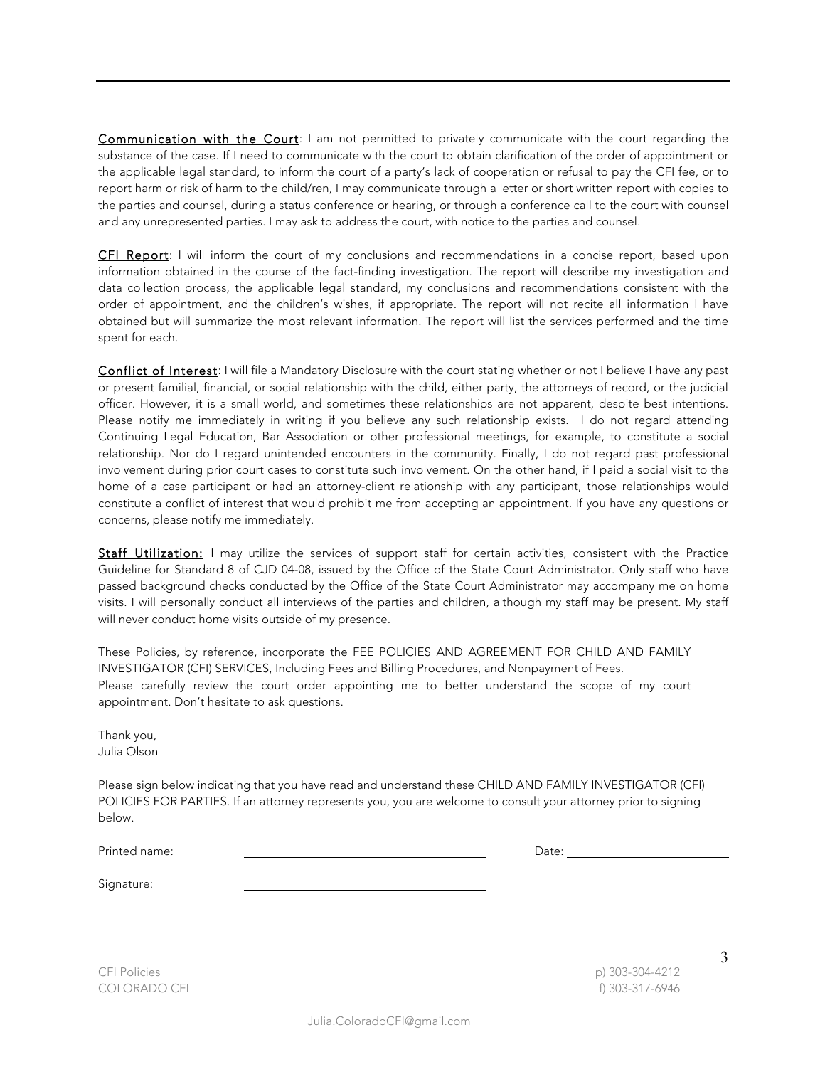<u>Communication with the Court</u>: I am not permitted to privately communicate with the court regarding the substance of the case. If I need to communicate with the court to obtain clarification of the order of appointment or the applicable legal standard, to inform the court of a party's lack of cooperation or refusal to pay the CFI fee, or to report harm or risk of harm to the child/ren, I may communicate through a letter or short written report with copies to the parties and counsel, during a status conference or hearing, or through a conference call to the court with counsel and any unrepresented parties. I may ask to address the court, with notice to the parties and counsel.

<u>CFI Report</u>: I will inform the court of my conclusions and recommendations in a concise report, based upon information obtained in the course of the fact-finding investigation. The report will describe my investigation and data collection process, the applicable legal standard, my conclusions and recommendations consistent with the order of appointment, and the children's wishes, if appropriate. The report will not recite all information I have obtained but will summarize the most relevant information. The report will list the services performed and the time spent for each.

<u>Conflict of Interest</u>: I will file a Mandatory Disclosure with the court stating whether or not I believe I have any past or present familial, financial, or social relationship with the child, either party, the attorneys of record, or the judicial officer. However, it is a small world, and sometimes these relationships are not apparent, despite best intentions. Please notify me immediately in writing if you believe any such relationship exists. I do not regard attending Continuing Legal Education, Bar Association or other professional meetings, for example, to constitute a social relationship. Nor do I regard unintended encounters in the community. Finally, I do not regard past professional involvement during prior court cases to constitute such involvement. On the other hand, if I paid a social visit to the home of a case participant or had an attorney-client relationship with any participant, those relationships would constitute a conflict of interest that would prohibit me from accepting an appointment. If you have any questions or concerns, please notify me immediately.

<u>Staff Utilization:</u> I may utilize the services of support staff for certain activities, consistent with the Practice Guideline for Standard 8 of CJD 04-08, issued by the Office of the State Court Administrator. Only staff who have passed background checks conducted by the Office of the State Court Administrator may accompany me on home visits. I will personally conduct all interviews of the parties and children, although my staff may be present. My staff will never conduct home visits outside of my presence.

These Policies, by reference, incorporate the FEE POLICIES AND AGREEMENT FOR CHILD AND FAMILY INVESTIGATOR (CFI) SERVICES, Including Fees and Billing Procedures, and Nonpayment of Fees.
Please carefully review the court order appointing me to better understand the scope of my court appointment. Don't hesitate to ask questions.

Thank you,
Julia Olson

Please sign below indicating that you have read and understand these CHILD AND FAMILY INVESTIGATOR (CFI) POLICIES FOR PARTIES. If an attorney represents you, you are welcome to consult your attorney prior to signing below.

Printed name: ______________________ Date: ______________________

Signature: ______________________